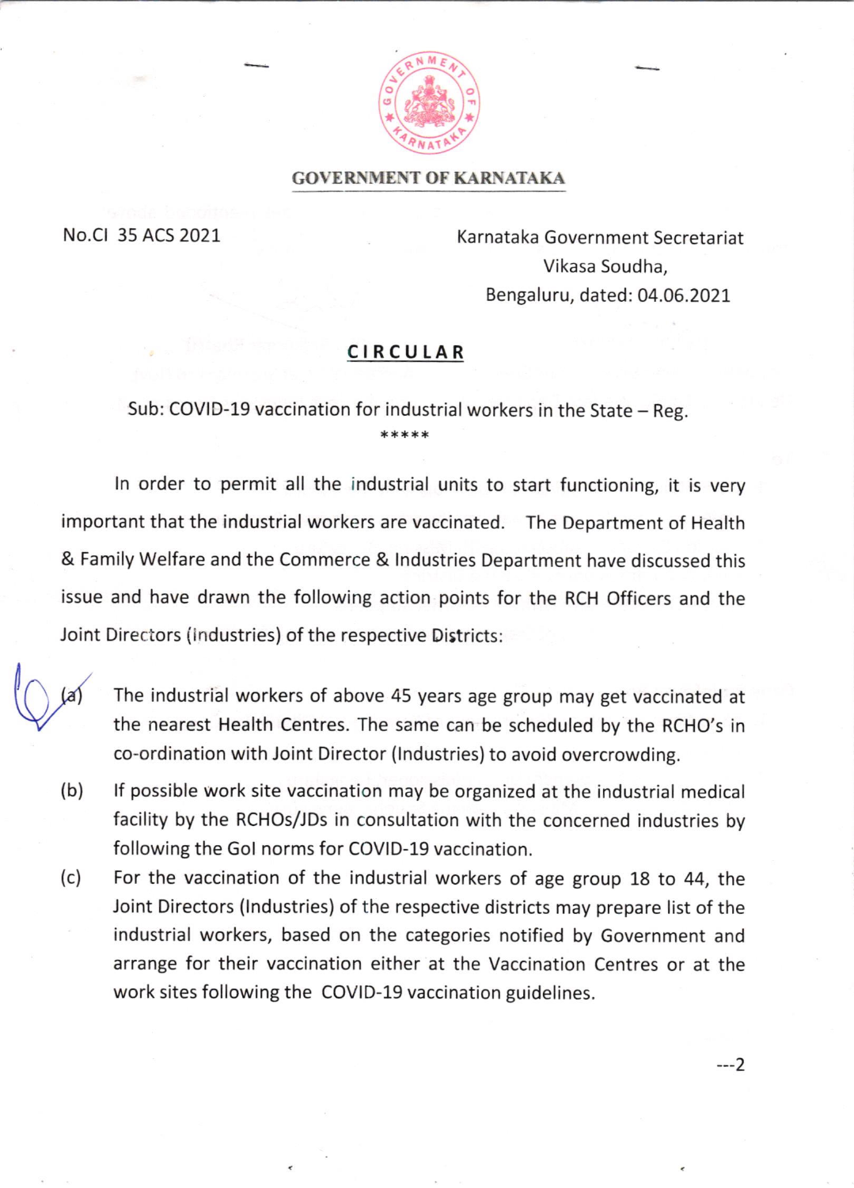**GOVERNMENT OF KARNATAKA**

No.CI 35 ACS 2021

Karnataka Government Secretariat
Vikasa Soudha,
Bengaluru, dated: 04.06.2021

## CIRCULAR

Sub: COVID-19 vaccination for industrial workers in the State – Reg.

*****

In order to permit all the industrial units to start functioning, it is very important that the industrial workers are vaccinated. The Department of Health & Family Welfare and the Commerce & Industries Department have discussed this issue and have drawn the following action points for the RCH Officers and the Joint Directors (Industries) of the respective Districts:

(a) The industrial workers of above 45 years age group may get vaccinated at the nearest Health Centres. The same can be scheduled by the RCHO's in co-ordination with Joint Director (Industries) to avoid overcrowding.

(b) If possible work site vaccination may be organized at the industrial medical facility by the RCHOs/JDs in consultation with the concerned industries by following the GoI norms for COVID-19 vaccination.

(c) For the vaccination of the industrial workers of age group 18 to 44, the Joint Directors (Industries) of the respective districts may prepare list of the industrial workers, based on the categories notified by Government and arrange for their vaccination either at the Vaccination Centres or at the work sites following the COVID-19 vaccination guidelines.

---2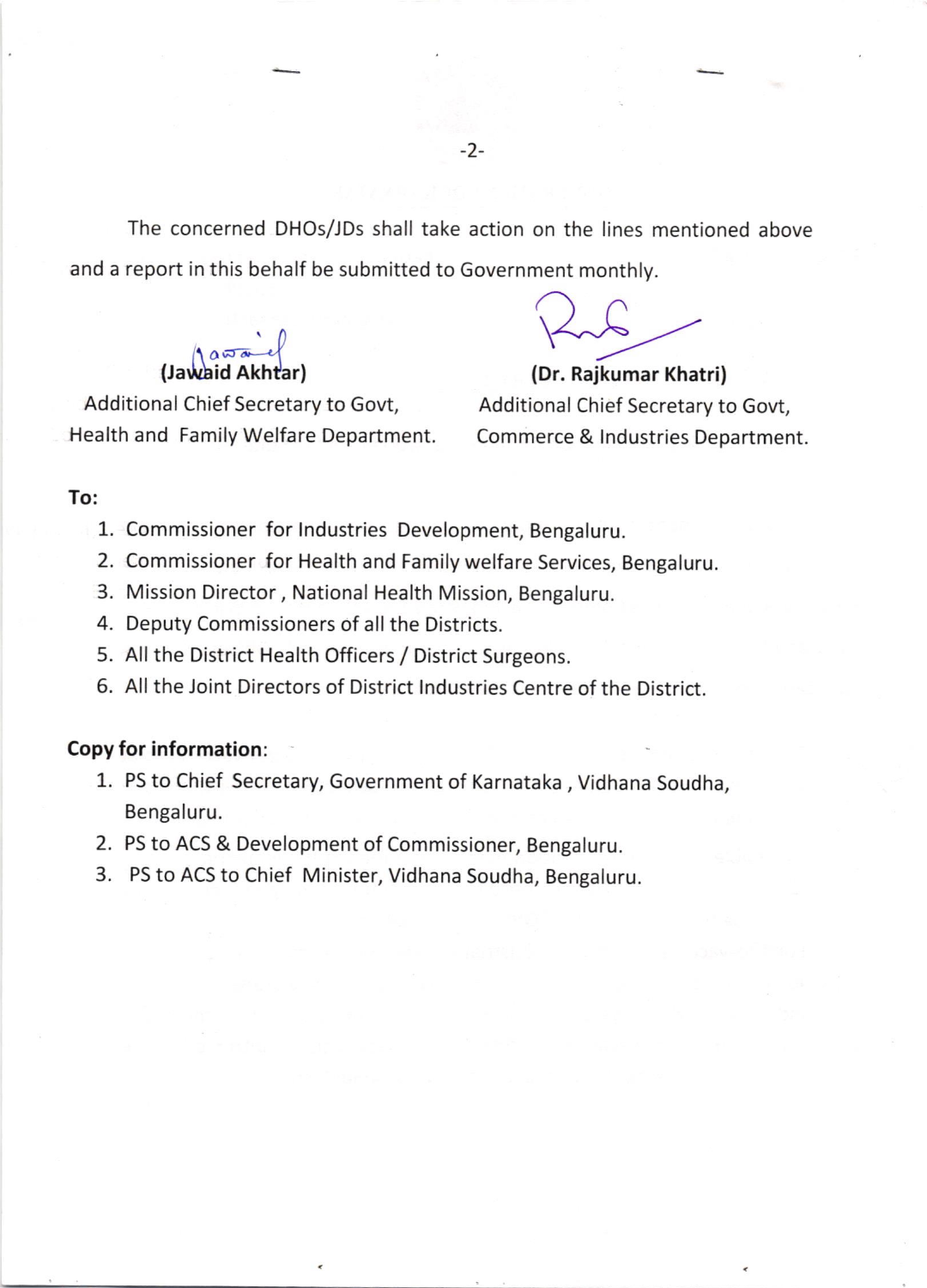The concerned DHOs/JDs shall take action on the lines mentioned above and a report in this behalf be submitted to Government monthly.

**(Jawaid Akhtar)**
Additional Chief Secretary to Govt,
Health and Family Welfare Department.

**(Dr. Rajkumar Khatri)**
Additional Chief Secretary to Govt,
Commerce & Industries Department.

**To:**

1. Commissioner for Industries Development, Bengaluru.
2. Commissioner for Health and Family welfare Services, Bengaluru.
3. Mission Director, National Health Mission, Bengaluru.
4. Deputy Commissioners of all the Districts.
5. All the District Health Officers / District Surgeons.
6. All the Joint Directors of District Industries Centre of the District.

**Copy for information:**

1. PS to Chief Secretary, Government of Karnataka, Vidhana Soudha, Bengaluru.
2. PS to ACS & Development of Commissioner, Bengaluru.
3. PS to ACS to Chief Minister, Vidhana Soudha, Bengaluru.